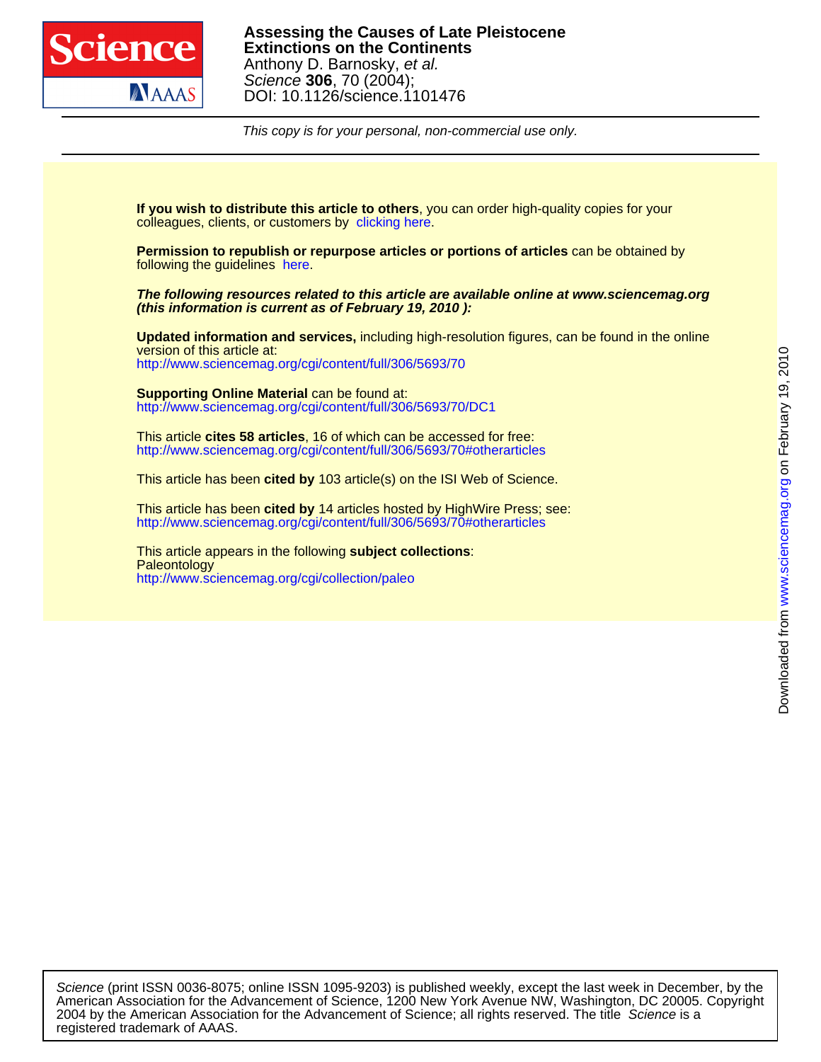**Assessing the Causes of Late Pleistocene Extinctions on the Continents**
Anthony D. Barnosky, *et al.*
*Science* **306**, 70 (2004);
DOI: 10.1126/science.1101476

*This copy is for your personal, non-commercial use only.*

**If you wish to distribute this article to others**, you can order high-quality copies for your colleagues, clients, or customers by clicking here.

**Permission to republish or repurpose articles or portions of articles** can be obtained by following the guidelines here.

***The following resources related to this article are available online at www.sciencemag.org (this information is current as of February 19, 2010 ):***

**Updated information and services,** including high-resolution figures, can be found in the online version of this article at:
http://www.sciencemag.org/cgi/content/full/306/5693/70

**Supporting Online Material** can be found at:
http://www.sciencemag.org/cgi/content/full/306/5693/70/DC1

This article **cites 58 articles**, 16 of which can be accessed for free:
http://www.sciencemag.org/cgi/content/full/306/5693/70#otherarticles

This article has been **cited by** 103 article(s) on the ISI Web of Science.

This article has been **cited by** 14 articles hosted by HighWire Press; see:
http://www.sciencemag.org/cgi/content/full/306/5693/70#otherarticles

This article appears in the following **subject collections**:
Paleontology
http://www.sciencemag.org/cgi/collection/paleo

Downloaded from www.sciencemag.org on February 19, 2010

*Science* (print ISSN 0036-8075; online ISSN 1095-9203) is published weekly, except the last week in December, by the American Association for the Advancement of Science, 1200 New York Avenue NW, Washington, DC 20005. Copyright 2004 by the American Association for the Advancement of Science; all rights reserved. The title *Science* is a registered trademark of AAAS.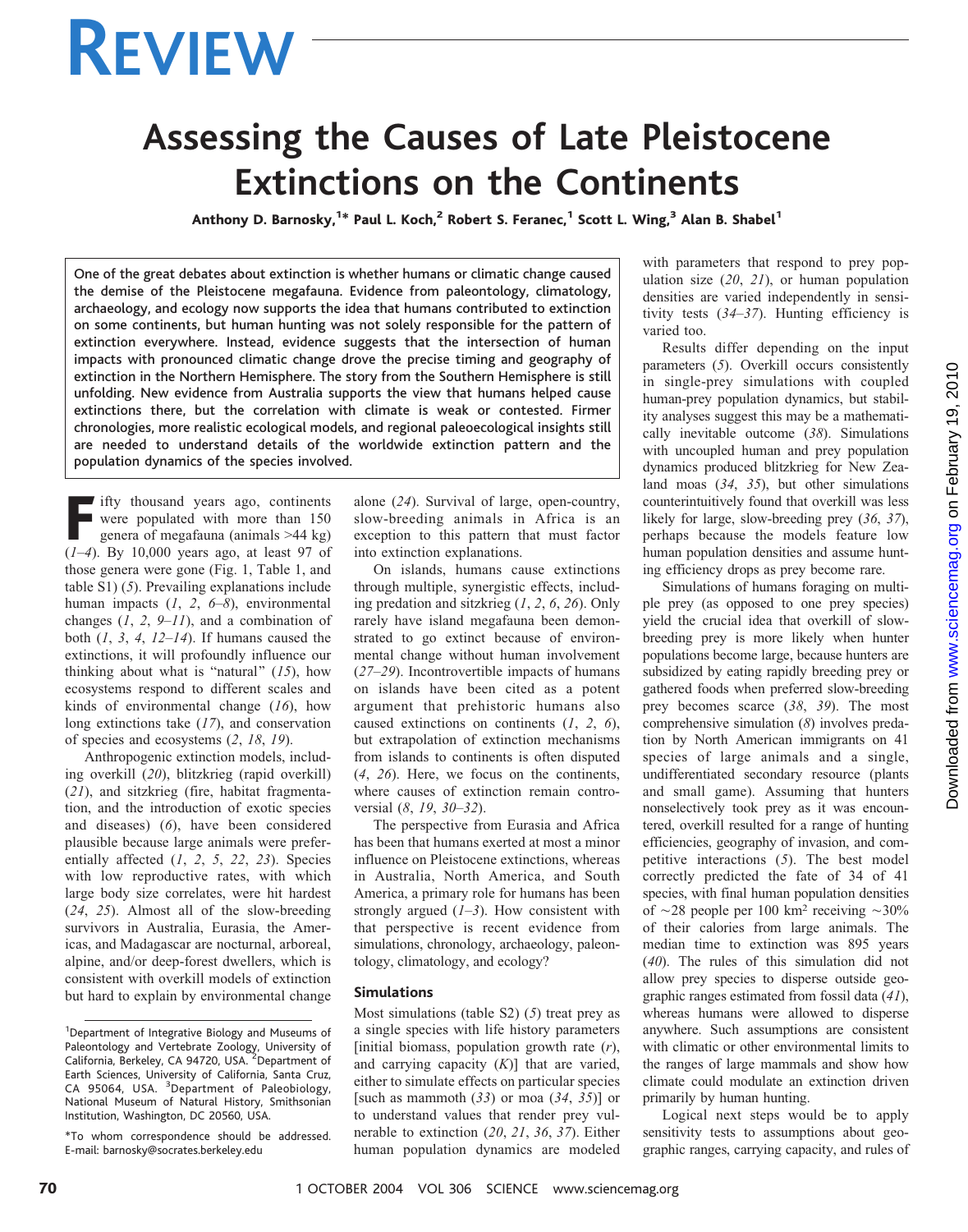# REVIEW

# Assessing the Causes of Late Pleistocene Extinctions on the Continents

**Anthony D. Barnosky,[1]* Paul L. Koch,[2] Robert S. Feranec,[1] Scott L. Wing,[3] Alan B. Shabel[1]**

One of the great debates about extinction is whether humans or climatic change caused the demise of the Pleistocene megafauna. Evidence from paleontology, climatology, archaeology, and ecology now supports the idea that humans contributed to extinction on some continents, but human hunting was not solely responsible for the pattern of extinction everywhere. Instead, evidence suggests that the intersection of human impacts with pronounced climatic change drove the precise timing and geography of extinction in the Northern Hemisphere. The story from the Southern Hemisphere is still unfolding. New evidence from Australia supports the view that humans helped cause extinctions there, but the correlation with climate is weak or contested. Firmer chronologies, more realistic ecological models, and regional paleoecological insights still are needed to understand details of the worldwide extinction pattern and the population dynamics of the species involved.

Fifty thousand years ago, continents were populated with more than 150 genera of megafauna (animals >44 kg) (*1–4*). By 10,000 years ago, at least 97 of those genera were gone (Fig. 1, Table 1, and table S1) (*5*). Prevailing explanations include human impacts (*1*, *2*, *6–8*), environmental changes (*1*, *2*, *9–11*), and a combination of both (*1*, *3*, *4*, *12–14*). If humans caused the extinctions, it will profoundly influence our thinking about what is "natural" (*15*), how ecosystems respond to different scales and kinds of environmental change (*16*), how long extinctions take (*17*), and conservation of species and ecosystems (*2*, *18*, *19*).

Anthropogenic extinction models, including overkill (*20*), blitzkrieg (rapid overkill) (*21*), and sitzkrieg (fire, habitat fragmentation, and the introduction of exotic species and diseases) (*6*), have been considered plausible because large animals were preferentially affected (*1*, *2*, *5*, *22*, *23*). Species with low reproductive rates, with which large body size correlates, were hit hardest (*24*, *25*). Almost all of the slow-breeding survivors in Australia, Eurasia, the Americas, and Madagascar are nocturnal, arboreal, alpine, and/or deep-forest dwellers, which is consistent with overkill models of extinction but hard to explain by environmental change alone (*24*). Survival of large, open-country, slow-breeding animals in Africa is an exception to this pattern that must factor into extinction explanations.

On islands, humans cause extinctions through multiple, synergistic effects, including predation and sitzkrieg (*1*, *2*, *6*, *26*). Only rarely have island megafauna been demonstrated to go extinct because of environmental change without human involvement (*27–29*). Incontrovertible impacts of humans on islands have been cited as a potent argument that prehistoric humans also caused extinctions on continents (*1*, *2*, *6*), but extrapolation of extinction mechanisms from islands to continents is often disputed (*4*, *26*). Here, we focus on the continents, where causes of extinction remain controversial (*8*, *19*, *30–32*).

The perspective from Eurasia and Africa has been that humans exerted at most a minor influence on Pleistocene extinctions, whereas in Australia, North America, and South America, a primary role for humans has been strongly argued (*1–3*). How consistent with that perspective is recent evidence from simulations, chronology, archaeology, paleontology, climatology, and ecology?

### Simulations

Most simulations (table S2) (*5*) treat prey as a single species with life history parameters [initial biomass, population growth rate (*r*), and carrying capacity (*K*)] that are varied, either to simulate effects on particular species [such as mammoth (*33*) or moa (*34*, *35*)] or to understand values that render prey vulnerable to extinction (*20*, *21*, *36*, *37*). Either human population dynamics are modeled with parameters that respond to prey population size (*20*, *21*), or human population densities are varied independently in sensitivity tests (*34–37*). Hunting efficiency is varied too.

Results differ depending on the input parameters (*5*). Overkill occurs consistently in single-prey simulations with coupled human-prey population dynamics, but stability analyses suggest this may be a mathematically inevitable outcome (*38*). Simulations with uncoupled human and prey population dynamics produced blitzkrieg for New Zealand moas (*34*, *35*), but other simulations counterintuitively found that overkill was less likely for large, slow-breeding prey (*36*, *37*), perhaps because the models feature low human population densities and assume hunting efficiency drops as prey become rare.

Simulations of humans foraging on multiple prey (as opposed to one prey species) yield the crucial idea that overkill of slow-breeding prey is more likely when hunter populations become large, because hunters are subsidized by eating rapidly breeding prey or gathered foods when preferred slow-breeding prey becomes scarce (*38*, *39*). The most comprehensive simulation (*8*) involves predation by North American immigrants on 41 species of large animals and a single, undifferentiated secondary resource (plants and small game). Assuming that hunters nonselectively took prey as it was encountered, overkill resulted for a range of hunting efficiencies, geography of invasion, and competitive interactions (*5*). The best model correctly predicted the fate of 34 of 41 species, with final human population densities of ~28 people per 100 km$^2$ receiving ~30% of their calories from large animals. The median time to extinction was 895 years (*40*). The rules of this simulation did not allow prey species to disperse outside geographic ranges estimated from fossil data (*41*), whereas humans were allowed to disperse anywhere. Such assumptions are consistent with climatic or other environmental limits to the ranges of large mammals and show how climate could modulate an extinction driven primarily by human hunting.

Logical next steps would be to apply sensitivity tests to assumptions about geographic ranges, carrying capacity, and rules of

---

[1]Department of Integrative Biology and Museums of Paleontology and Vertebrate Zoology, University of California, Berkeley, CA 94720, USA. [2]Department of Earth Sciences, University of California, Santa Cruz, CA 95064, USA. [3]Department of Paleobiology, National Museum of Natural History, Smithsonian Institution, Washington, DC 20560, USA.

*To whom correspondence should be addressed. E-mail: barnosky@socrates.berkeley.edu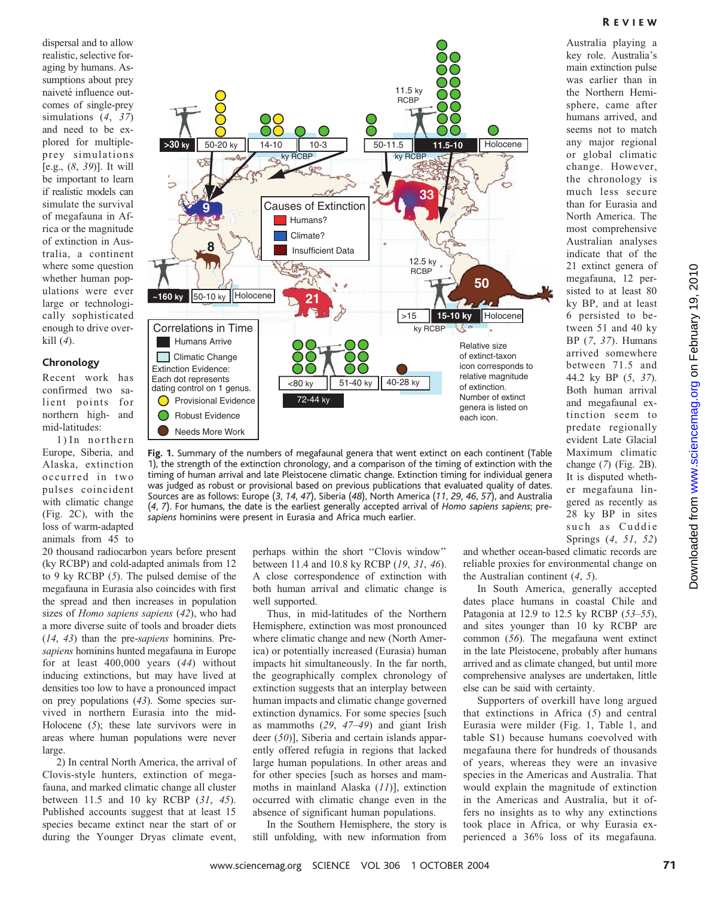dispersal and to allow realistic, selective foraging by humans. Assumptions about prey naiveté influence outcomes of single-prey simulations (*4*, *37*) and need to be explored for multiple-prey simulations [e.g., (*8*, *39*)]. It will be important to learn if realistic models can simulate the survival of megafauna in Africa or the magnitude of extinction in Australia, a continent where some question whether human populations were ever large or technologically sophisticated enough to drive overkill (*4*).

## Chronology

Recent work has confirmed two salient points for northern high- and mid-latitudes:

1) In northern Europe, Siberia, and Alaska, extinction occurred in two pulses coincident with climatic change (Fig. 2C), with the loss of warm-adapted animals from 45 to 20 thousand radiocarbon years before present (ky RCBP) and cold-adapted animals from 12 to 9 ky RCBP (*5*). The pulsed demise of the megafauna in Eurasia also coincides with first the spread and then increases in population sizes of *Homo sapiens sapiens* (*42*), who had a more diverse suite of tools and broader diets (*14*, *43*) than the pre-*sapiens* hominins. Pre-*sapiens* hominins hunted megafauna in Europe for at least 400,000 years (*44*) without inducing extinctions, but may have lived at densities too low to have a pronounced impact on prey populations (*43*). Some species survived in northern Eurasia into the mid-Holocene (*5*); these late survivors were in areas where human populations were never large.

2) In central North America, the arrival of Clovis-style hunters, extinction of megafauna, and marked climatic change all cluster between 11.5 and 10 ky RCBP (*31*, *45*). Published accounts suggest that at least 15 species became extinct near the start of or during the Younger Dryas climate event, perhaps within the short "Clovis window" between 11.4 and 10.8 ky RCBP (*19*, *31*, *46*). A close correspondence of extinction with both human arrival and climatic change is well supported.

Thus, in mid-latitudes of the Northern Hemisphere, extinction was most pronounced where climatic change and new (North America) or potentially increased (Eurasia) human impacts hit simultaneously. In the far north, the geographically complex chronology of extinction suggests that an interplay between human impacts and climatic change governed extinction dynamics. For some species [such as mammoths (*29*, *47*–*49*) and giant Irish deer (*50*)], Siberia and certain islands apparently offered refugia in regions that lacked large human populations. In other areas and for other species [such as horses and mammoths in mainland Alaska (*11*)], extinction occurred with climatic change even in the absence of significant human populations.

In the Southern Hemisphere, the story is still unfolding, with new information from Australia playing a key role. Australia's main extinction pulse was earlier than in the Northern Hemisphere, came after humans arrived, and seems not to match any major regional or global climatic change. However, the chronology is much less secure than for Eurasia and North America. The most comprehensive Australian analyses indicate that of the 21 extinct genera of megafauna, 12 persisted to at least 80 ky BP, and at least 6 persisted to between 51 and 40 ky BP (*7*, *37*). Humans arrived somewhere between 71.5 and 44.2 ky BP (*5*, *37*). Both human arrival and megafaunal extinction seem to predate regionally evident Late Glacial Maximum climatic change (*7*) (Fig. 2B). It is disputed whether megafauna lingered as recently as 28 ky BP in sites such as Cuddie Springs (*4*, *51*, *52*) and whether ocean-based climatic records are reliable proxies for environmental change on the Australian continent (*4*, *5*).

In South America, generally accepted dates place humans in coastal Chile and Patagonia at 12.9 to 12.5 ky RCBP (*53*–*55*), and sites younger than 10 ky RCBP are common (*56*). The megafauna went extinct in the late Pleistocene, probably after humans arrived and as climate changed, but until more comprehensive analyses are undertaken, little else can be said with certainty.

Supporters of overkill have long argued that extinctions in Africa (*5*) and central Eurasia were milder (Fig. 1, Table 1, and table S1) because humans coevolved with megafauna there for hundreds of thousands of years, whereas they were an invasive species in the Americas and Australia. That would explain the magnitude of extinction in the Americas and Australia, but it offers no insights as to why any extinctions took place in Africa, or why Eurasia experienced a 36% loss of its megafauna.

**Fig. 1.** Summary of the numbers of megafaunal genera that went extinct on each continent (Table 1), the strength of the extinction chronology, and a comparison of the timing of extinction with the timing of human arrival and Late Pleistocene climatic change. Extinction timing for individual genera was judged as robust or provisional based on previous publications that evaluated quality of dates. Sources are as follows: Europe (*3*, *14*, *47*), Siberia (*48*), North America (*11*, *29*, *46*, *57*), and Australia (*4*, *7*). For humans, the date is the earliest generally accepted arrival of *Homo sapiens sapiens*; pre-*sapiens* hominins were present in Eurasia and Africa much earlier.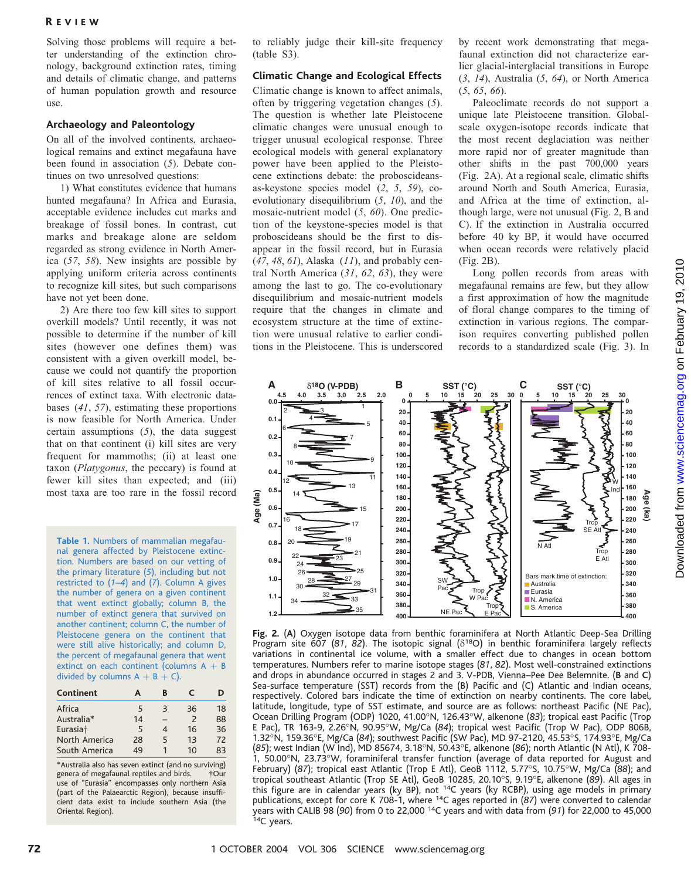Solving those problems will require a better understanding of the extinction chronology, background extinction rates, timing and details of climatic change, and patterns of human population growth and resource use.

## Archaeology and Paleontology

On all of the involved continents, archaeological remains and extinct megafauna have been found in association (5). Debate continues on two unresolved questions:

1) What constitutes evidence that humans hunted megafauna? In Africa and Eurasia, acceptable evidence includes cut marks and breakage of fossil bones. In contrast, cut marks and breakage alone are seldom regarded as strong evidence in North America (57, 58). New insights are possible by applying uniform criteria across continents to recognize kill sites, but such comparisons have not yet been done.

2) Are there too few kill sites to support overkill models? Until recently, it was not possible to determine if the number of kill sites (however one defines them) was consistent with a given overkill model, because we could not quantify the proportion of kill sites relative to all fossil occurrences of extinct taxa. With electronic databases (41, 57), estimating these proportions is now feasible for North America. Under certain assumptions (5), the data suggest that on that continent (i) kill sites are very frequent for mammoths; (ii) at least one taxon (*Platygonus*, the peccary) is found at fewer kill sites than expected; and (iii) most taxa are too rare in the fossil record to reliably judge their kill-site frequency (table S3).

**Table 1.** Numbers of mammalian megafaunal genera affected by Pleistocene extinction. Numbers are based on our vetting of the primary literature (5), including but not restricted to (1–4) and (7). Column A gives the number of genera on a given continent that went extinct globally; column B, the number of extinct genera that survived on another continent; column C, the number of Pleistocene genera on the continent that were still alive historically; and column D, the percent of megafaunal genera that went extinct on each continent (columns A + B divided by columns A + B + C).

| Continent | A | B | C | D |
|---|---|---|---|---|
| Africa | 5 | 3 | 36 | 18 |
| Australia* | 14 | – | 2 | 88 |
| Eurasia† | 5 | 4 | 16 | 36 |
| North America | 28 | 5 | 13 | 72 |
| South America | 49 | 1 | 10 | 83 |

*Australia also has seven extinct (and no surviving) genera of megafaunal reptiles and birds. †Our use of "Eurasia" encompasses only northern Asia (part of the Palaearctic Region), because insufficient data exist to include southern Asia (the Oriental Region).

## Climatic Change and Ecological Effects

Climatic change is known to affect animals, often by triggering vegetation changes (5). The question is whether late Pleistocene climatic changes were unusual enough to trigger unusual ecological response. Three ecological models with general explanatory power have been applied to the Pleistocene extinctions debate: the proboscideans-as-keystone species model (2, 5, 59), co-evolutionary disequilibrium (5, 10), and the mosaic-nutrient model (5, 60). One prediction of the keystone-species model is that proboscideans should be the first to disappear in the fossil record, but in Eurasia (47, 48, 61), Alaska (11), and probably central North America (31, 62, 63), they were among the last to go. The co-evolutionary disequilibrium and mosaic-nutrient models require that the changes in climate and ecosystem structure at the time of extinction were unusual relative to earlier conditions in the Pleistocene. This is underscored by recent work demonstrating that megafaunal extinction did not characterize earlier glacial-interglacial transitions in Europe (3, 14), Australia (5, 64), or North America (5, 65, 66).

Paleoclimate records do not support a unique late Pleistocene transition. Global-scale oxygen-isotope records indicate that the most recent deglaciation was neither more rapid nor of greater magnitude than other shifts in the past 700,000 years (Fig. 2A). At a regional scale, climatic shifts around North and South America, Eurasia, and Africa at the time of extinction, although large, were not unusual (Fig. 2, B and C). If the extinction in Australia occurred before 40 ky BP, it would have occurred when ocean records were relatively placid (Fig. 2B).

Long pollen records from areas with megafaunal remains are few, but they allow a first approximation of how the magnitude of floral change compares to the timing of extinction in various regions. The comparison requires converting published pollen records to a standardized scale (Fig. 3). In

**Fig. 2.** (**A**) Oxygen isotope data from benthic foraminifera at North Atlantic Deep-Sea Drilling Program site 607 (81, 82). The isotopic signal ($\delta^{18}O$) in benthic foraminifera largely reflects variations in continental ice volume, with a smaller effect due to changes in ocean bottom temperatures. Numbers refer to marine isotope stages (81, 82). Most well-constrained extinctions and drops in abundance occurred in stages 2 and 3. V-PDB, Vienna–Pee Dee Belemnite. (**B** and **C**) Sea-surface temperature (SST) records from the (B) Pacific and (C) Atlantic and Indian oceans, respectively. Colored bars indicate the time of extinction on nearby continents. The core label, latitude, longitude, type of SST estimate, and source are as follows: northeast Pacific (NE Pac), Ocean Drilling Program (ODP) 1020, 41.00°N, 126.43°W, alkenone (83); tropical east Pacific (Trop E Pac), TR 163-9, 2.26°N, 90.95°W, Mg/Ca (84); tropical west Pacific (Trop W Pac), ODP 806B, 1.32°N, 159.36°E, Mg/Ca (84); southwest Pacific (SW Pac), MD 97-2120, 45.53°S, 174.93°E, Mg/Ca (85); west Indian (W Ind), MD 85674, 3.18°N, 50.43°E, alkenone (86); north Atlantic (N Atl), K 708-1, 50.00°N, 23.73°W, foraminiferal transfer function (average of data reported for August and February) (87); tropical east Atlantic (Trop E Atl), GeoB 1112, 5.77°S, 10.75°W, Mg/Ca (88); and tropical southeast Atlantic (Trop SE Atl), GeoB 10285, 20.10°S, 9.19°E, alkenone (89). All ages in this figure are in calendar years (ky BP), not $^{14}C$ years (ky RCBP), using age models in primary publications, except for core K 708-1, where $^{14}C$ ages reported in (87) were converted to calendar years with CALIB 98 (90) from 0 to 22,000 $^{14}C$ years and with data from (91) for 22,000 to 45,000 $^{14}C$ years.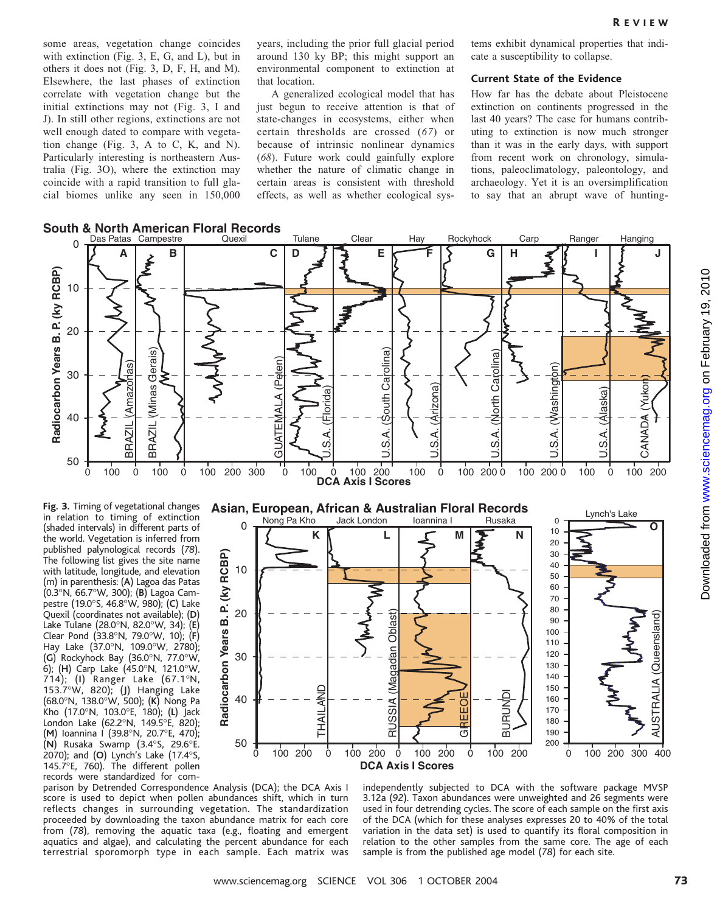some areas, vegetation change coincides with extinction (Fig. 3, E, G, and L), but in others it does not (Fig. 3, D, F, H, and M). Elsewhere, the last phases of extinction correlate with vegetation change but the initial extinctions may not (Fig. 3, I and J). In still other regions, extinctions are not well enough dated to compare with vegetation change (Fig. 3, A to C, K, and N). Particularly interesting is northeastern Australia (Fig. 3O), where the extinction may coincide with a rapid transition to full glacial biomes unlike any seen in 150,000 years, including the prior full glacial period around 130 ky BP; this might support an environmental component to extinction at that location.

A generalized ecological model that has just begun to receive attention is that of state-changes in ecosystems, either when certain thresholds are crossed (*67*) or because of intrinsic nonlinear dynamics (*68*). Future work could gainfully explore whether the nature of climatic change in certain areas is consistent with threshold effects, as well as whether ecological systems exhibit dynamical properties that indicate a susceptibility to collapse.

### Current State of the Evidence

How far has the debate about Pleistocene extinction on continents progressed in the last 40 years? The case for humans contributing to extinction is now much stronger than it was in the early days, with support from recent work on chronology, simulations, paleoclimatology, paleontology, and archaeology. Yet it is an oversimplification to say that an abrupt wave of hunting-

**Fig. 3.** Timing of vegetational changes in relation to timing of extinction (shaded intervals) in different parts of the world. Vegetation is inferred from published palynological records (*78*). The following list gives the site name with latitude, longitude, and elevation (m) in parenthesis: (**A**) Lagoa das Patas (0.3°N, 66.7°W, 300); (**B**) Lagoa Campestre (19.0°S, 46.8°W, 980); (**C**) Lake Quexil (coordinates not available); (**D**) Lake Tulane (28.0°N, 82.0°W, 34); (**E**) Clear Pond (33.8°N, 79.0°W, 10); (**F**) Hay Lake (37.0°N, 109.0°W, 2780); (**G**) Rockyhock Bay (36.0°N, 77.0°W, 6); (**H**) Carp Lake (45.0°N, 121.0°W, 714); (**I**) Ranger Lake (67.1°N, 153.7°W, 820); (**J**) Hanging Lake (68.0°N, 138.0°W, 500); (**K**) Nong Pa Kho (17.0°N, 103.0°E, 180); (**L**) Jack London Lake (62.2°N, 149.5°E, 820); (**M**) Ioannina I (39.8°N, 20.7°E, 470); (**N**) Rusaka Swamp (3.4°S, 29.6°E. 2070); and (**O**) Lynch's Lake (17.4°S, 145.7°E, 760). The different pollen records were standardized for comparison by Detrended Correspondence Analysis (DCA); the DCA Axis I score is used to depict when pollen abundances shift, which in turn reflects changes in surrounding vegetation. The standardization proceeded by downloading the taxon abundance matrix for each core from (*78*), removing the aquatic taxa (e.g., floating and emergent aquatics and algae), and calculating the percent abundance for each terrestrial sporomorph type in each sample. Each matrix was independently subjected to DCA with the software package MVSP 3.12a (*92*). Taxon abundances were unweighted and 26 segments were used in four detrending cycles. The score of each sample on the first axis of the DCA (which for these analyses expresses 20 to 40% of the total variation in the data set) is used to quantify its floral composition in relation to the other samples from the same core. The age of each sample is from the published age model (*78*) for each site.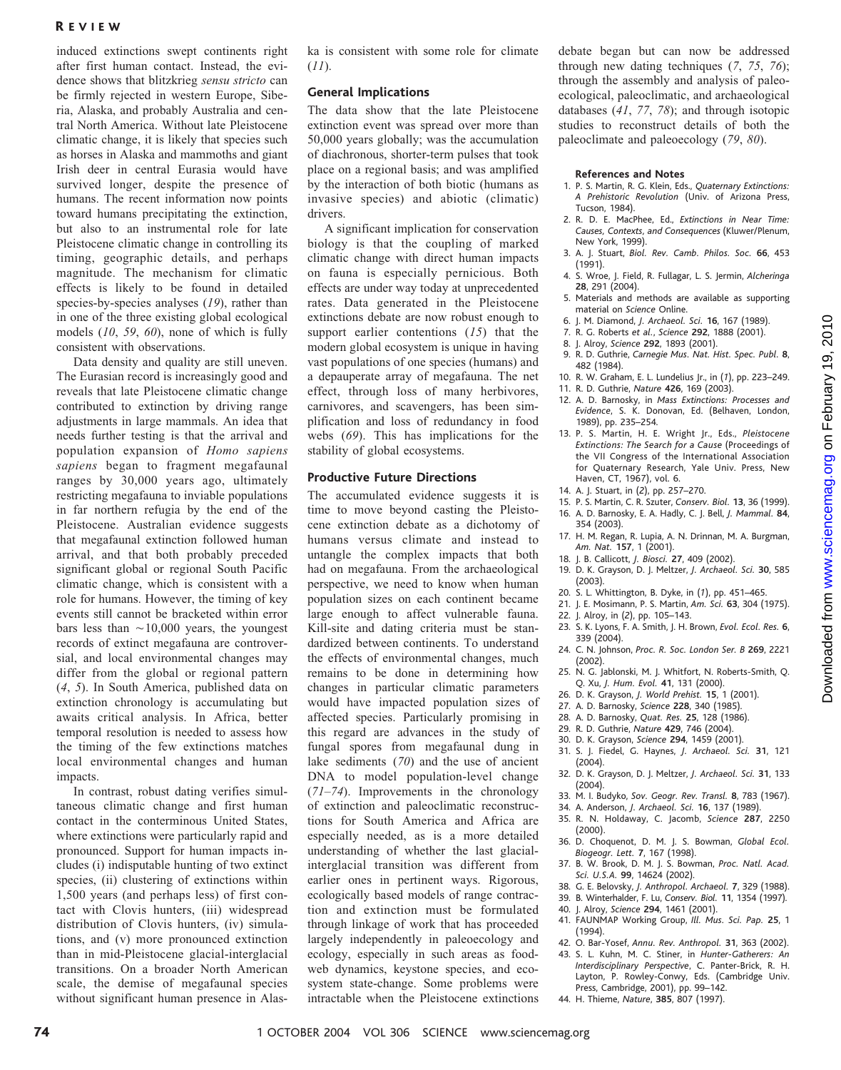induced extinctions swept continents right after first human contact. Instead, the evidence shows that blitzkrieg *sensu stricto* can be firmly rejected in western Europe, Siberia, Alaska, and probably Australia and central North America. Without late Pleistocene climatic change, it is likely that species such as horses in Alaska and mammoths and giant Irish deer in central Eurasia would have survived longer, despite the presence of humans. The recent information now points toward humans precipitating the extinction, but also to an instrumental role for late Pleistocene climatic change in controlling its timing, geographic details, and perhaps magnitude. The mechanism for climatic effects is likely to be found in detailed species-by-species analyses (*19*), rather than in one of the three existing global ecological models (*10*, *59*, *60*), none of which is fully consistent with observations.

Data density and quality are still uneven. The Eurasian record is increasingly good and reveals that late Pleistocene climatic change contributed to extinction by driving range adjustments in large mammals. An idea that needs further testing is that the arrival and population expansion of *Homo sapiens sapiens* began to fragment megafaunal ranges by 30,000 years ago, ultimately restricting megafauna to inviable populations in far northern refugia by the end of the Pleistocene. Australian evidence suggests that megafaunal extinction followed human arrival, and that both probably preceded significant global or regional South Pacific climatic change, which is consistent with a role for humans. However, the timing of key events still cannot be bracketed within error bars less than ~10,000 years, the youngest records of extinct megafauna are controversial, and local environmental changes may differ from the global or regional pattern (*4*, *5*). In South America, published data on extinction chronology is accumulating but awaits critical analysis. In Africa, better temporal resolution is needed to assess how the timing of the few extinctions matches local environmental changes and human impacts.

In contrast, robust dating verifies simultaneous climatic change and first human contact in the conterminous United States, where extinctions were particularly rapid and pronounced. Support for human impacts includes (i) indisputable hunting of two extinct species, (ii) clustering of extinctions within 1,500 years (and perhaps less) of first contact with Clovis hunters, (iii) widespread distribution of Clovis hunters, (iv) simulations, and (v) more pronounced extinction than in mid-Pleistocene glacial-interglacial transitions. On a broader North American scale, the demise of megafaunal species without significant human presence in Alaska is consistent with some role for climate (*11*).

## General Implications

The data show that the late Pleistocene extinction event was spread over more than 50,000 years globally; was the accumulation of diachronous, shorter-term pulses that took place on a regional basis; and was amplified by the interaction of both biotic (humans as invasive species) and abiotic (climatic) drivers.

A significant implication for conservation biology is that the coupling of marked climatic change with direct human impacts on fauna is especially pernicious. Both effects are under way today at unprecedented rates. Data generated in the Pleistocene extinctions debate are now robust enough to support earlier contentions (*15*) that the modern global ecosystem is unique in having vast populations of one species (humans) and a depauperate array of megafauna. The net effect, through loss of many herbivores, carnivores, and scavengers, has been simplification and loss of redundancy in food webs (*69*). This has implications for the stability of global ecosystems.

## Productive Future Directions

The accumulated evidence suggests it is time to move beyond casting the Pleistocene extinction debate as a dichotomy of humans versus climate and instead to untangle the complex impacts that both had on megafauna. From the archaeological perspective, we need to know when human population sizes on each continent became large enough to affect vulnerable fauna. Kill-site and dating criteria must be standardized between continents. To understand the effects of environmental changes, much remains to be done in determining how changes in particular climatic parameters would have impacted population sizes of affected species. Particularly promising in this regard are advances in the study of fungal spores from megafaunal dung in lake sediments (*70*) and the use of ancient DNA to model population-level change (*71*–*74*). Improvements in the chronology of extinction and paleoclimatic reconstructions for South America and Africa are especially needed, as is a more detailed understanding of whether the last glacial-interglacial transition was different from earlier ones in pertinent ways. Rigorous, ecologically based models of range contraction and extinction must be formulated through linkage of work that has proceeded largely independently in paleoecology and ecology, especially in such areas as food-web dynamics, keystone species, and ecosystem state-change. Some problems were intractable when the Pleistocene extinctions debate began but can now be addressed through new dating techniques (*7*, *75*, *76*); through the assembly and analysis of paleoecological, paleoclimatic, and archaeological databases (*41*, *77*, *78*); and through isotopic studies to reconstruct details of both the paleoclimate and paleoecology (*79*, *80*).

### References and Notes

1. P. S. Martin, R. G. Klein, Eds., *Quaternary Extinctions: A Prehistoric Revolution* (Univ. of Arizona Press, Tucson, 1984).
2. R. D. E. MacPhee, Ed., *Extinctions in Near Time: Causes, Contexts, and Consequences* (Kluwer/Plenum, New York, 1999).
3. A. J. Stuart, *Biol. Rev. Camb. Philos. Soc.* **66**, 453 (1991).
4. S. Wroe, J. Field, R. Fullagar, L. S. Jermin, *Alcheringa* **28**, 291 (2004).
5. Materials and methods are available as supporting material on *Science* Online.
6. J. M. Diamond, *J. Archaeol. Sci.* **16**, 167 (1989).
7. R. G. Roberts *et al.*, *Science* **292**, 1888 (2001).
8. J. Alroy, *Science* **292**, 1893 (2001).
9. R. D. Guthrie, *Carnegie Mus. Nat. Hist. Spec. Publ.* **8**, 482 (1984).
10. R. W. Graham, E. L. Lundelius Jr., in (*1*), pp. 223–249.
11. R. D. Guthrie, *Nature* **426**, 169 (2003).
12. A. D. Barnosky, in *Mass Extinctions: Processes and Evidence*, S. K. Donovan, Ed. (Belhaven, London, 1989), pp. 235–254.
13. P. S. Martin, H. E. Wright Jr., Eds., *Pleistocene Extinctions: The Search for a Cause* (Proceedings of the VII Congress of the International Association for Quaternary Research, Yale Univ. Press, New Haven, CT, 1967), vol. 6.
14. A. J. Stuart, in (*2*), pp. 257–270.
15. P. S. Martin, C. R. Szuter, *Conserv. Biol.* **13**, 36 (1999).
16. A. D. Barnosky, E. A. Hadly, C. J. Bell, *J. Mammal.* **84**, 354 (2003).
17. H. M. Regan, R. Lupia, A. N. Drinnan, M. A. Burgman, *Am. Nat.* **157**, 1 (2001).
18. J. B. Callicott, *J. Biosci.* **27**, 409 (2002).
19. D. K. Grayson, D. J. Meltzer, *J. Archaeol. Sci.* **30**, 585 (2003).
20. S. L. Whittington, B. Dyke, in (*1*), pp. 451–465.
21. J. E. Mosimann, P. S. Martin, *Am. Sci.* **63**, 304 (1975).
22. J. Alroy, in (*2*), pp. 105–143.
23. S. K. Lyons, F. A. Smith, J. H. Brown, *Evol. Ecol. Res.* **6**, 339 (2004).
24. C. N. Johnson, *Proc. R. Soc. London Ser. B* **269**, 2221 (2002).
25. N. G. Jablonski, M. J. Whitfort, N. Roberts-Smith, Q. Q. Xu, *J. Hum. Evol.* **41**, 131 (2000).
26. D. K. Grayson, *J. World Prehist.* **15**, 1 (2001).
27. A. D. Barnosky, *Science* **228**, 340 (1985).
28. A. D. Barnosky, *Quat. Res.* **25**, 128 (1986).
29. R. D. Guthrie, *Nature* **429**, 746 (2004).
30. D. K. Grayson, *Science* **294**, 1459 (2001).
31. S. J. Fiedel, G. Haynes, *J. Archaeol. Sci.* **31**, 121 (2004).
32. D. K. Grayson, D. J. Meltzer, *J. Archaeol. Sci.* **31**, 133 (2004).
33. M. I. Budyko, *Sov. Geogr. Rev. Transl.* **8**, 783 (1967).
34. A. Anderson, *J. Archaeol. Sci.* **16**, 137 (1989).
35. R. N. Holdaway, C. Jacomb, *Science* **287**, 2250 (2000).
36. D. Choquenot, D. M. J. S. Bowman, *Global Ecol. Biogeogr. Lett.* **7**, 167 (1998).
37. B. W. Brook, D. M. J. S. Bowman, *Proc. Natl. Acad. Sci. U.S.A.* **99**, 14624 (2002).
38. G. E. Belovsky, *J. Anthropol. Archaeol.* **7**, 329 (1988).
39. B. Winterhalder, F. Lu, *Conserv. Biol.* **11**, 1354 (1997).
40. J. Alroy, *Science* **294**, 1461 (2001).
41. FAUNMAP Working Group, *Ill. Mus. Sci. Pap.* **25**, 1 (1994).
42. O. Bar-Yosef, *Annu. Rev. Anthropol.* **31**, 363 (2002).
43. S. L. Kuhn, M. C. Stiner, in *Hunter-Gatherers: An Interdisciplinary Perspective*, C. Panter-Brick, R. H. Layton, P. Rowley-Conwy, Eds. (Cambridge Univ. Press, Cambridge, 2001), pp. 99–142.
44. H. Thieme, *Nature*, **385**, 807 (1997).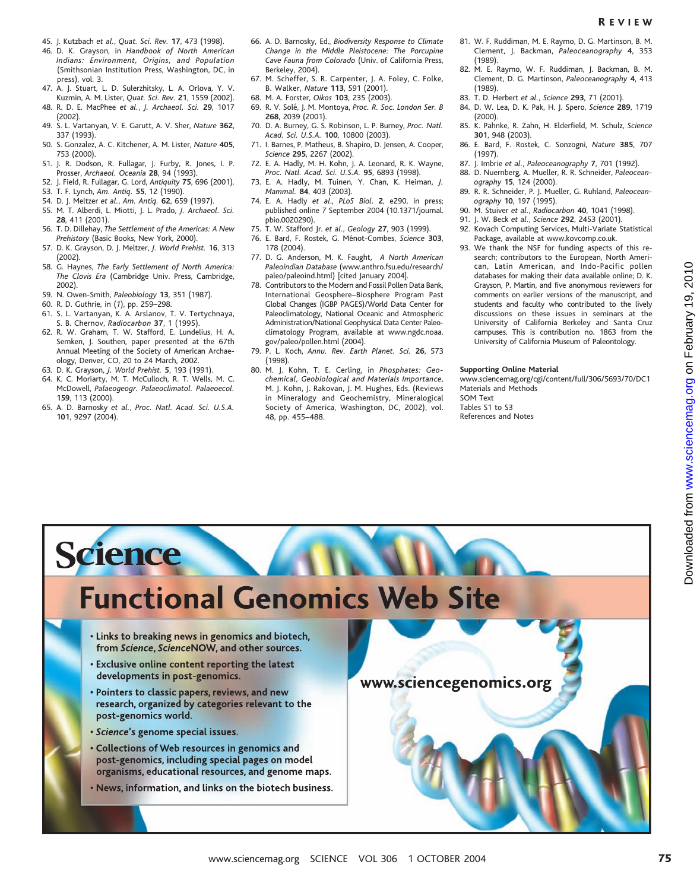45. J. Kutzbach *et al.*, *Quat. Sci. Rev.* **17**, 473 (1998).
46. D. K. Grayson, in *Handbook of North American Indians: Environment, Origins, and Population* (Smithsonian Institution Press, Washington, DC, in press), vol. 3.
47. A. J. Stuart, L. D. Sulerzhitsky, L. A. Orlova, Y. V. Kuzmin, A. M. Lister, *Quat. Sci. Rev.* **21**, 1559 (2002).
48. R. D. E. MacPhee *et al.*, *J. Archaeol. Sci.* **29**, 1017 (2002).
49. S. L. Vartanyan, V. E. Garutt, A. V. Sher, *Nature* **362**, 337 (1993).
50. S. Gonzalez, A. C. Kitchener, A. M. Lister, *Nature* **405**, 753 (2000).
51. J. R. Dodson, R. Fullagar, J. Furby, R. Jones, I. P. Prosser, *Archaeol. Oceania* **28**, 94 (1993).
52. J. Field, R. Fullagar, G. Lord, *Antiquity* **75**, 696 (2001).
53. T. F. Lynch, *Am. Antiq.* **55**, 12 (1990).
54. D. J. Meltzer *et al.*, *Am. Antiq.* **62**, 659 (1997).
55. M. T. Alberdi, L. Miotti, J. L. Prado, *J. Archaeol. Sci.* **28**, 411 (2001).
56. T. D. Dillehay, *The Settlement of the Americas: A New Prehistory* (Basic Books, New York, 2000).
57. D. K. Grayson, D. J. Meltzer, *J. World Prehist.* **16**, 313 (2002).
58. G. Haynes, *The Early Settlement of North America: The Clovis Era* (Cambridge Univ. Press, Cambridge, 2002).
59. N. Owen-Smith, *Paleobiology* **13**, 351 (1987).
60. R. D. Guthrie, in (*1*), pp. 259–298.
61. S. L. Vartanyan, K. A. Arslanov, T. V. Tertychnaya, S. B. Chernov, *Radiocarbon* **37**, 1 (1995).
62. R. W. Graham, T. W. Stafford, E. Lundelius, H. A. Semken, J. Southen, paper presented at the 67th Annual Meeting of the Society of American Archaeology, Denver, CO, 20 to 24 March, 2002.
63. D. K. Grayson, *J. World Prehist.* **5**, 193 (1991).
64. K. C. Moriarty, M. T. McCulloch, R. T. Wells, M. C. McDowell, *Palaeogeogr. Palaeoclimatol. Palaeoecol.* **159**, 113 (2000).
65. A. D. Barnosky *et al.*, *Proc. Natl. Acad. Sci. U.S.A.* **101**, 9297 (2004).
66. A. D. Barnosky, Ed., *Biodiversity Response to Climate Change in the Middle Pleistocene: The Porcupine Cave Fauna from Colorado* (Univ. of California Press, Berkeley, 2004).
67. M. Scheffer, S. R. Carpenter, J. A. Foley, C. Folke, B. Walker, *Nature* **113**, 591 (2001).
68. M. A. Forster, *Oikos* **103**, 235 (2003).
69. R. V. Solé, J. M. Montoya, *Proc. R. Soc. London Ser. B* **268**, 2039 (2001).
70. D. A. Burney, G. S. Robinson, L. P. Burney, *Proc. Natl. Acad. Sci. U.S.A.* **100**, 10800 (2003).
71. I. Barnes, P. Matheus, B. Shapiro, D. Jensen, A. Cooper, *Science* **295**, 2267 (2002).
72. E. A. Hadly, M. H. Kohn, J. A. Leonard, R. K. Wayne, *Proc. Natl. Acad. Sci. U.S.A.* **95**, 6893 (1998).
73. E. A. Hadly, M. Tuinen, Y. Chan, K. Heiman, *J. Mammal.* **84**, 403 (2003).
74. E. A. Hadly *et al.*, *PLoS Biol.* **2**, e290, in press; published online 7 September 2004 (10.1371/journal.pbio.0020290).
75. T. W. Stafford Jr. *et al.*, *Geology* **27**, 903 (1999).
76. E. Bard, F. Rostek, G. Ménot-Combes, *Science* **303**, 178 (2004).
77. D. G. Anderson, M. K. Faught, *A North American Paleoindian Database* (www.anthro.fsu.edu/research/paleo/paleoind.html) [cited January 2004].
78. Contributors to the Modern and Fossil Pollen Data Bank, International Geosphere–Biosphere Program Past Global Changes (IGBP PAGES)/World Data Center for Paleoclimatology, National Oceanic and Atmospheric Administration/National Geophysical Data Center Paleoclimatology Program, available at www.ngdc.noaa.gov/paleo/pollen.html (2004).
79. P. L. Koch, *Annu. Rev. Earth Planet. Sci.* **26**, 573 (1998).
80. M. J. Kohn, T. E. Cerling, in *Phosphates: Geochemical, Geobiological and Materials Importance*, M. J. Kohn, J. Rakovan, J. M. Hughes, Eds. (Reviews in Mineralogy and Geochemistry, Mineralogical Society of America, Washington, DC, 2002), vol. 48, pp. 455–488.
81. W. F. Ruddiman, M. E. Raymo, D. G. Martinson, B. M. Clement, J. Backman, *Paleoceanography* **4**, 353 (1989).
82. M. E. Raymo, W. F. Ruddiman, J. Backman, B. M. Clement, D. G. Martinson, *Paleoceanography* **4**, 413 (1989).
83. T. D. Herbert *et al.*, *Science* **293**, 71 (2001).
84. D. W. Lea, D. K. Pak, H. J. Spero, *Science* **289**, 1719 (2000).
85. K. Pahnke, R. Zahn, H. Elderfield, M. Schulz, *Science* **301**, 948 (2003).
86. E. Bard, F. Rostek, C. Sonzogni, *Nature* **385**, 707 (1997).
87. J. Imbrie *et al.*, *Paleoceanography* **7**, 701 (1992).
88. D. Nuernberg, A. Mueller, R. R. Schneider, *Paleoceanography* **15**, 124 (2000).
89. R. R. Schneider, P. J. Mueller, G. Ruhland, *Paleoceanography* **10**, 197 (1995).
90. M. Stuiver *et al.*, *Radiocarbon* **40**, 1041 (1998).
91. J. W. Beck *et al.*, *Science* **292**, 2453 (2001).
92. Kovach Computing Services, Multi-Variate Statistical Package, available at www.kovcomp.co.uk.
93. We thank the NSF for funding aspects of this research; contributors to the European, North American, Latin American, and Indo-Pacific pollen databases for making their data available online; D. K. Grayson, P. Martin, and five anonymous reviewers for comments on earlier versions of the manuscript, and students and faculty who contributed to the lively discussions on these issues in seminars at the University of California Berkeley and Santa Cruz campuses. This is contribution no. 1863 from the University of California Museum of Paleontology.

**Supporting Online Material**

www.sciencemag.org/cgi/content/full/306/5693/70/DC1
Materials and Methods
SOM Text
Tables S1 to S3
References and Notes

Science

Functional Genomics Web Site

- Links to breaking news in genomics and biotech, from *Science*, *Science*NOW, and other sources.
- Exclusive online content reporting the latest developments in post-genomics.
- Pointers to classic papers, reviews, and new research, organized by categories relevant to the post-genomics world.
- *Science*'s genome special issues.
- Collections of Web resources in genomics and post-genomics, including special pages on model organisms, educational resources, and genome maps.
- News, information, and links on the biotech business.

www.sciencegenomics.org